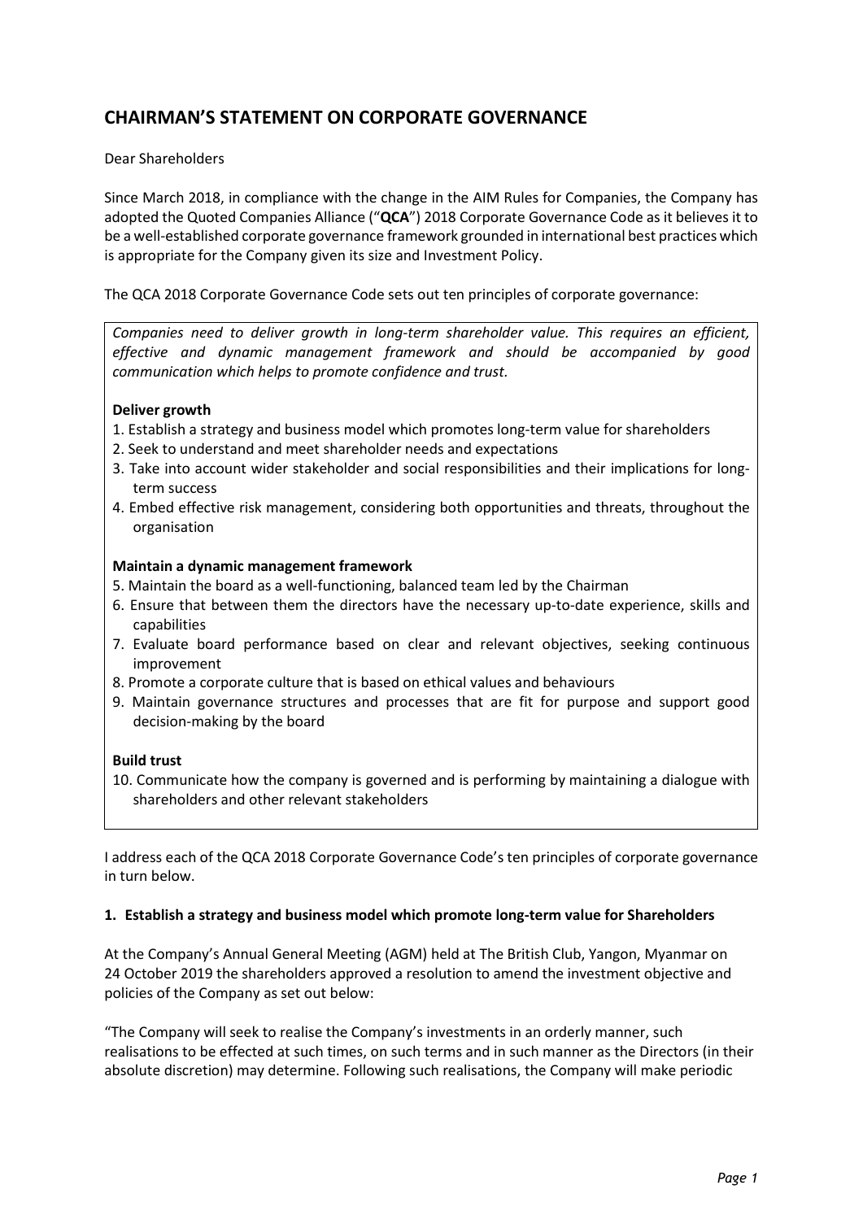# CHAIRMAN'S STATEMENT ON CORPORATE GOVERNANCE

Dear Shareholders

Since March 2018, in compliance with the change in the AIM Rules for Companies, the Company has adopted the Quoted Companies Alliance ("**QCA**") 2018 Corporate Governance Code as it believes it to be a well-established corporate governance framework grounded in international best practices which is appropriate for the Company given its size and Investment Policy.

The QCA 2018 Corporate Governance Code sets out ten principles of corporate governance:

> *Companies need to deliver growth in long-term shareholder value. This requires an efficient, effective and dynamic management framework and should be accompanied by good communication which helps to promote confidence and trust.*
>
> **Deliver growth**
>
> 1. Establish a strategy and business model which promotes long-term value for shareholders
> 2. Seek to understand and meet shareholder needs and expectations
> 3. Take into account wider stakeholder and social responsibilities and their implications for long-term success
> 4. Embed effective risk management, considering both opportunities and threats, throughout the organisation
>
> **Maintain a dynamic management framework**
>
> 5. Maintain the board as a well-functioning, balanced team led by the Chairman
> 6. Ensure that between them the directors have the necessary up-to-date experience, skills and capabilities
> 7. Evaluate board performance based on clear and relevant objectives, seeking continuous improvement
> 8. Promote a corporate culture that is based on ethical values and behaviours
> 9. Maintain governance structures and processes that are fit for purpose and support good decision-making by the board
>
> **Build trust**
>
> 10. Communicate how the company is governed and is performing by maintaining a dialogue with shareholders and other relevant stakeholders

I address each of the QCA 2018 Corporate Governance Code's ten principles of corporate governance in turn below.

### 1. Establish a strategy and business model which promote long-term value for Shareholders

At the Company's Annual General Meeting (AGM) held at The British Club, Yangon, Myanmar on 24 October 2019 the shareholders approved a resolution to amend the investment objective and policies of the Company as set out below:

"The Company will seek to realise the Company's investments in an orderly manner, such realisations to be effected at such times, on such terms and in such manner as the Directors (in their absolute discretion) may determine. Following such realisations, the Company will make periodic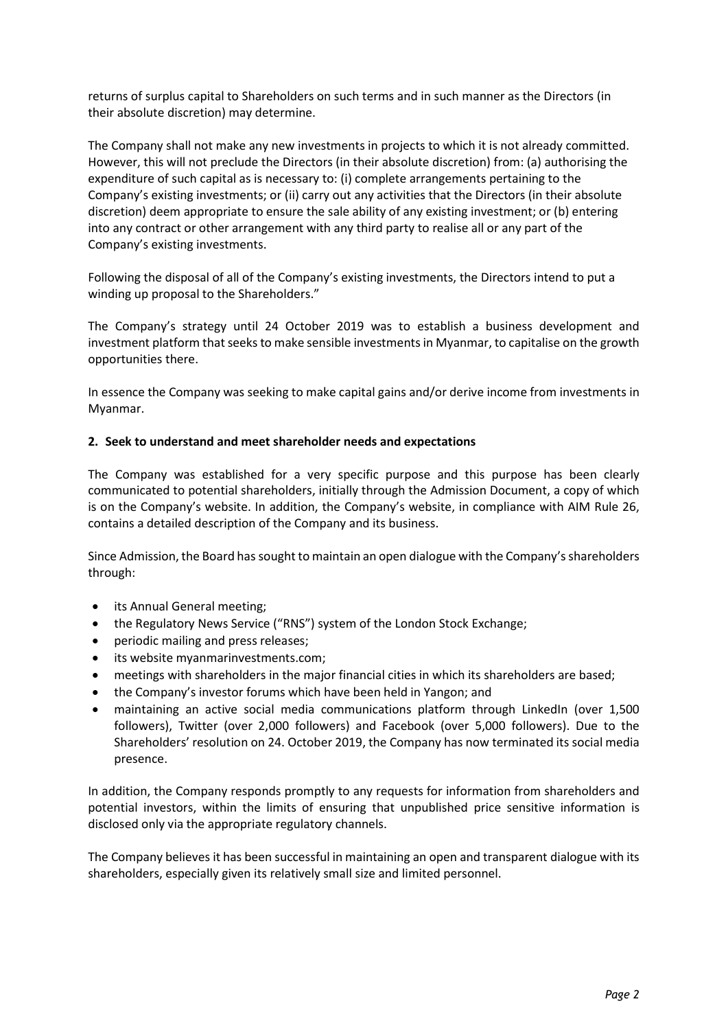returns of surplus capital to Shareholders on such terms and in such manner as the Directors (in their absolute discretion) may determine.

The Company shall not make any new investments in projects to which it is not already committed. However, this will not preclude the Directors (in their absolute discretion) from: (a) authorising the expenditure of such capital as is necessary to: (i) complete arrangements pertaining to the Company's existing investments; or (ii) carry out any activities that the Directors (in their absolute discretion) deem appropriate to ensure the sale ability of any existing investment; or (b) entering into any contract or other arrangement with any third party to realise all or any part of the Company's existing investments.

Following the disposal of all of the Company's existing investments, the Directors intend to put a winding up proposal to the Shareholders."

The Company's strategy until 24 October 2019 was to establish a business development and investment platform that seeks to make sensible investments in Myanmar, to capitalise on the growth opportunities there.

In essence the Company was seeking to make capital gains and/or derive income from investments in Myanmar.

**2. Seek to understand and meet shareholder needs and expectations**

The Company was established for a very specific purpose and this purpose has been clearly communicated to potential shareholders, initially through the Admission Document, a copy of which is on the Company's website. In addition, the Company's website, in compliance with AIM Rule 26, contains a detailed description of the Company and its business.

Since Admission, the Board has sought to maintain an open dialogue with the Company's shareholders through:

- its Annual General meeting;
- the Regulatory News Service ("RNS") system of the London Stock Exchange;
- periodic mailing and press releases;
- its website myanmarinvestments.com;
- meetings with shareholders in the major financial cities in which its shareholders are based;
- the Company's investor forums which have been held in Yangon; and
- maintaining an active social media communications platform through LinkedIn (over 1,500 followers), Twitter (over 2,000 followers) and Facebook (over 5,000 followers). Due to the Shareholders' resolution on 24. October 2019, the Company has now terminated its social media presence.

In addition, the Company responds promptly to any requests for information from shareholders and potential investors, within the limits of ensuring that unpublished price sensitive information is disclosed only via the appropriate regulatory channels.

The Company believes it has been successful in maintaining an open and transparent dialogue with its shareholders, especially given its relatively small size and limited personnel.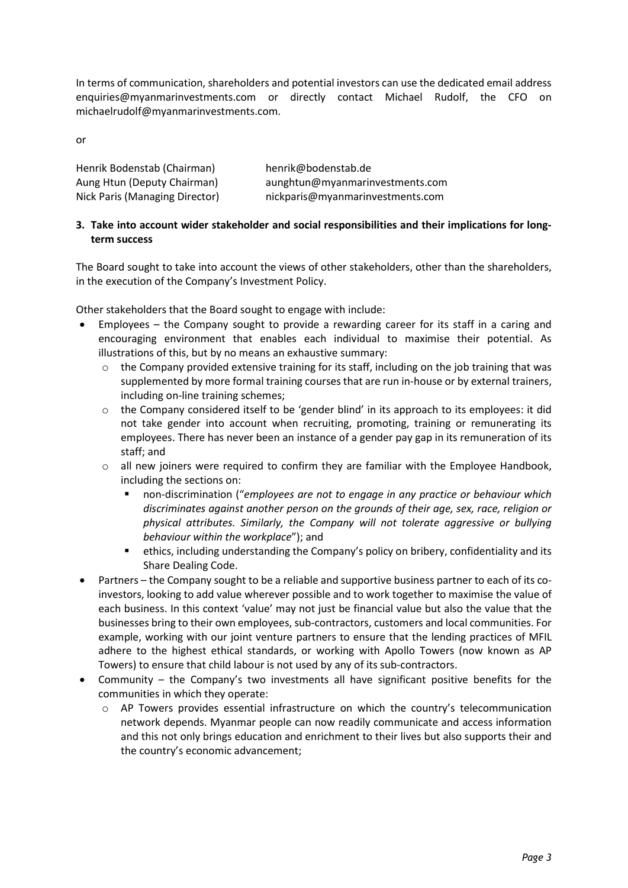In terms of communication, shareholders and potential investors can use the dedicated email address enquiries@myanmarinvestments.com or directly contact Michael Rudolf, the CFO on michaelrudolf@myanmarinvestments.com.

or

| | |
|---|---|
| Henrik Bodenstab (Chairman) | henrik@bodenstab.de |
| Aung Htun (Deputy Chairman) | aunghtun@myanmarinvestments.com |
| Nick Paris (Managing Director) | nickparis@myanmarinvestments.com |

**3. Take into account wider stakeholder and social responsibilities and their implications for long-term success**

The Board sought to take into account the views of other stakeholders, other than the shareholders, in the execution of the Company's Investment Policy.

Other stakeholders that the Board sought to engage with include:

- Employees – the Company sought to provide a rewarding career for its staff in a caring and encouraging environment that enables each individual to maximise their potential. As illustrations of this, but by no means an exhaustive summary:
  - the Company provided extensive training for its staff, including on the job training that was supplemented by more formal training courses that are run in-house or by external trainers, including on-line training schemes;
  - the Company considered itself to be 'gender blind' in its approach to its employees: it did not take gender into account when recruiting, promoting, training or remunerating its employees. There has never been an instance of a gender pay gap in its remuneration of its staff; and
  - all new joiners were required to confirm they are familiar with the Employee Handbook, including the sections on:
    - non-discrimination ("*employees are not to engage in any practice or behaviour which discriminates against another person on the grounds of their age, sex, race, religion or physical attributes. Similarly, the Company will not tolerate aggressive or bullying behaviour within the workplace*"); and
    - ethics, including understanding the Company's policy on bribery, confidentiality and its Share Dealing Code.
- Partners – the Company sought to be a reliable and supportive business partner to each of its co-investors, looking to add value wherever possible and to work together to maximise the value of each business. In this context 'value' may not just be financial value but also the value that the businesses bring to their own employees, sub-contractors, customers and local communities. For example, working with our joint venture partners to ensure that the lending practices of MFIL adhere to the highest ethical standards, or working with Apollo Towers (now known as AP Towers) to ensure that child labour is not used by any of its sub-contractors.
- Community – the Company's two investments all have significant positive benefits for the communities in which they operate:
  - AP Towers provides essential infrastructure on which the country's telecommunication network depends. Myanmar people can now readily communicate and access information and this not only brings education and enrichment to their lives but also supports their and the country's economic advancement;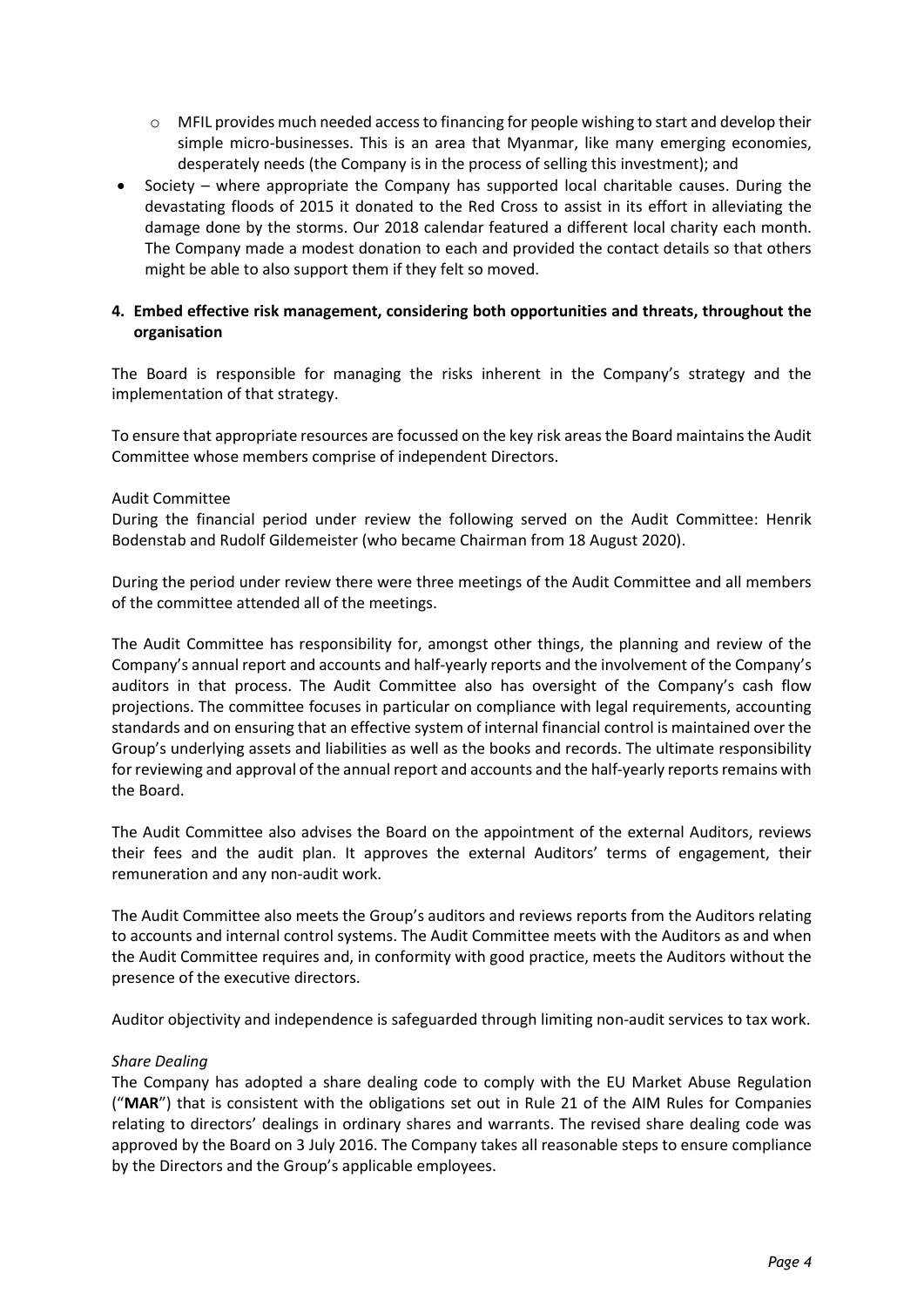- MFIL provides much needed access to financing for people wishing to start and develop their simple micro-businesses. This is an area that Myanmar, like many emerging economies, desperately needs (the Company is in the process of selling this investment); and
- Society – where appropriate the Company has supported local charitable causes. During the devastating floods of 2015 it donated to the Red Cross to assist in its effort in alleviating the damage done by the storms. Our 2018 calendar featured a different local charity each month. The Company made a modest donation to each and provided the contact details so that others might be able to also support them if they felt so moved.

**4. Embed effective risk management, considering both opportunities and threats, throughout the organisation**

The Board is responsible for managing the risks inherent in the Company's strategy and the implementation of that strategy.

To ensure that appropriate resources are focussed on the key risk areas the Board maintains the Audit Committee whose members comprise of independent Directors.

Audit Committee

During the financial period under review the following served on the Audit Committee: Henrik Bodenstab and Rudolf Gildemeister (who became Chairman from 18 August 2020).

During the period under review there were three meetings of the Audit Committee and all members of the committee attended all of the meetings.

The Audit Committee has responsibility for, amongst other things, the planning and review of the Company's annual report and accounts and half-yearly reports and the involvement of the Company's auditors in that process. The Audit Committee also has oversight of the Company's cash flow projections. The committee focuses in particular on compliance with legal requirements, accounting standards and on ensuring that an effective system of internal financial control is maintained over the Group's underlying assets and liabilities as well as the books and records. The ultimate responsibility for reviewing and approval of the annual report and accounts and the half-yearly reports remains with the Board.

The Audit Committee also advises the Board on the appointment of the external Auditors, reviews their fees and the audit plan. It approves the external Auditors' terms of engagement, their remuneration and any non-audit work.

The Audit Committee also meets the Group's auditors and reviews reports from the Auditors relating to accounts and internal control systems. The Audit Committee meets with the Auditors as and when the Audit Committee requires and, in conformity with good practice, meets the Auditors without the presence of the executive directors.

Auditor objectivity and independence is safeguarded through limiting non-audit services to tax work.

*Share Dealing*

The Company has adopted a share dealing code to comply with the EU Market Abuse Regulation ("**MAR**") that is consistent with the obligations set out in Rule 21 of the AIM Rules for Companies relating to directors' dealings in ordinary shares and warrants. The revised share dealing code was approved by the Board on 3 July 2016. The Company takes all reasonable steps to ensure compliance by the Directors and the Group's applicable employees.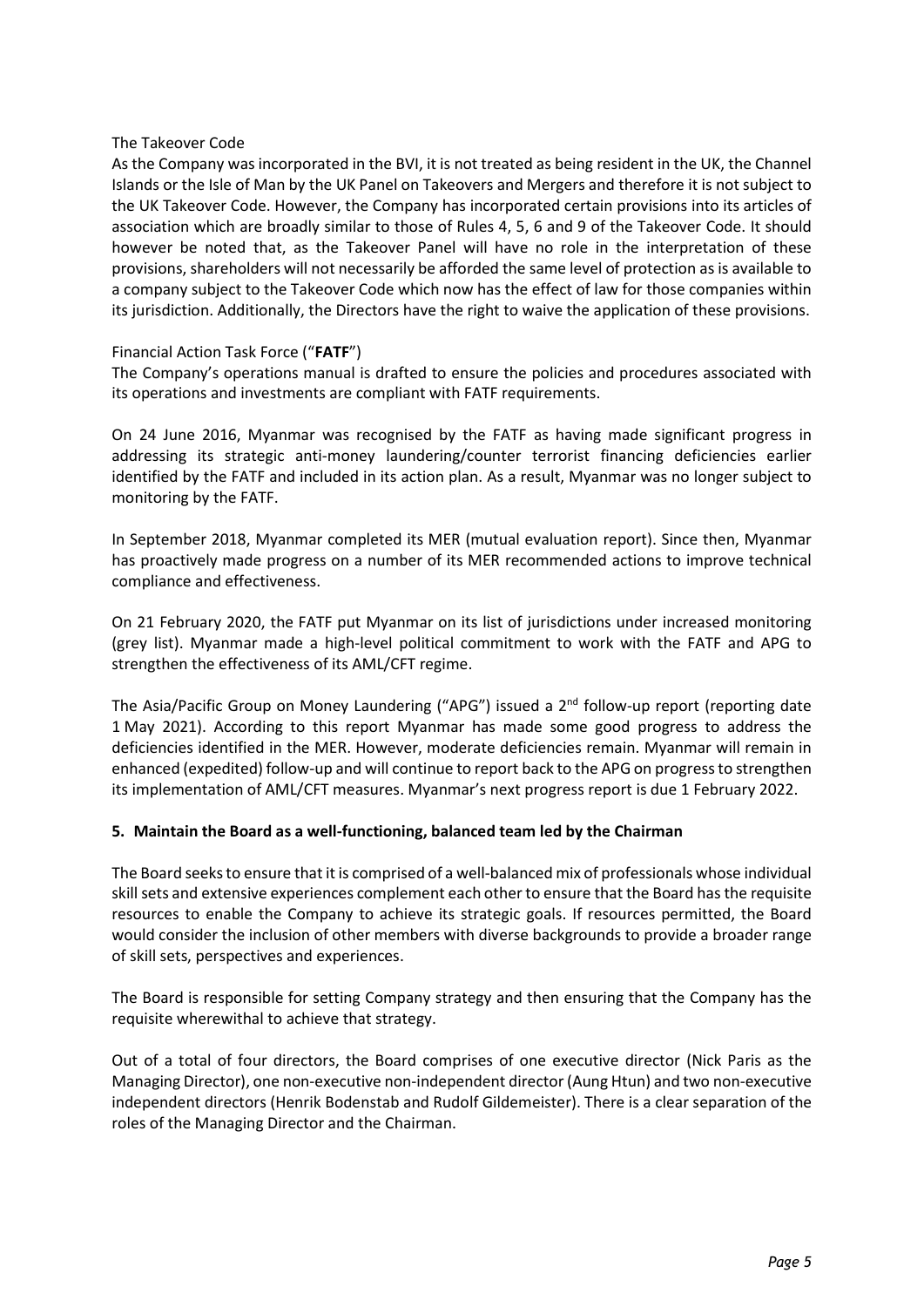The Takeover Code

As the Company was incorporated in the BVI, it is not treated as being resident in the UK, the Channel Islands or the Isle of Man by the UK Panel on Takeovers and Mergers and therefore it is not subject to the UK Takeover Code. However, the Company has incorporated certain provisions into its articles of association which are broadly similar to those of Rules 4, 5, 6 and 9 of the Takeover Code. It should however be noted that, as the Takeover Panel will have no role in the interpretation of these provisions, shareholders will not necessarily be afforded the same level of protection as is available to a company subject to the Takeover Code which now has the effect of law for those companies within its jurisdiction. Additionally, the Directors have the right to waive the application of these provisions.

Financial Action Task Force ("**FATF**")

The Company's operations manual is drafted to ensure the policies and procedures associated with its operations and investments are compliant with FATF requirements.

On 24 June 2016, Myanmar was recognised by the FATF as having made significant progress in addressing its strategic anti-money laundering/counter terrorist financing deficiencies earlier identified by the FATF and included in its action plan. As a result, Myanmar was no longer subject to monitoring by the FATF.

In September 2018, Myanmar completed its MER (mutual evaluation report). Since then, Myanmar has proactively made progress on a number of its MER recommended actions to improve technical compliance and effectiveness.

On 21 February 2020, the FATF put Myanmar on its list of jurisdictions under increased monitoring (grey list). Myanmar made a high-level political commitment to work with the FATF and APG to strengthen the effectiveness of its AML/CFT regime.

The Asia/Pacific Group on Money Laundering ("APG") issued a 2nd follow-up report (reporting date 1 May 2021). According to this report Myanmar has made some good progress to address the deficiencies identified in the MER. However, moderate deficiencies remain. Myanmar will remain in enhanced (expedited) follow-up and will continue to report back to the APG on progress to strengthen its implementation of AML/CFT measures. Myanmar's next progress report is due 1 February 2022.

## 5. Maintain the Board as a well-functioning, balanced team led by the Chairman

The Board seeks to ensure that it is comprised of a well-balanced mix of professionals whose individual skill sets and extensive experiences complement each other to ensure that the Board has the requisite resources to enable the Company to achieve its strategic goals. If resources permitted, the Board would consider the inclusion of other members with diverse backgrounds to provide a broader range of skill sets, perspectives and experiences.

The Board is responsible for setting Company strategy and then ensuring that the Company has the requisite wherewithal to achieve that strategy.

Out of a total of four directors, the Board comprises of one executive director (Nick Paris as the Managing Director), one non-executive non-independent director (Aung Htun) and two non-executive independent directors (Henrik Bodenstab and Rudolf Gildemeister). There is a clear separation of the roles of the Managing Director and the Chairman.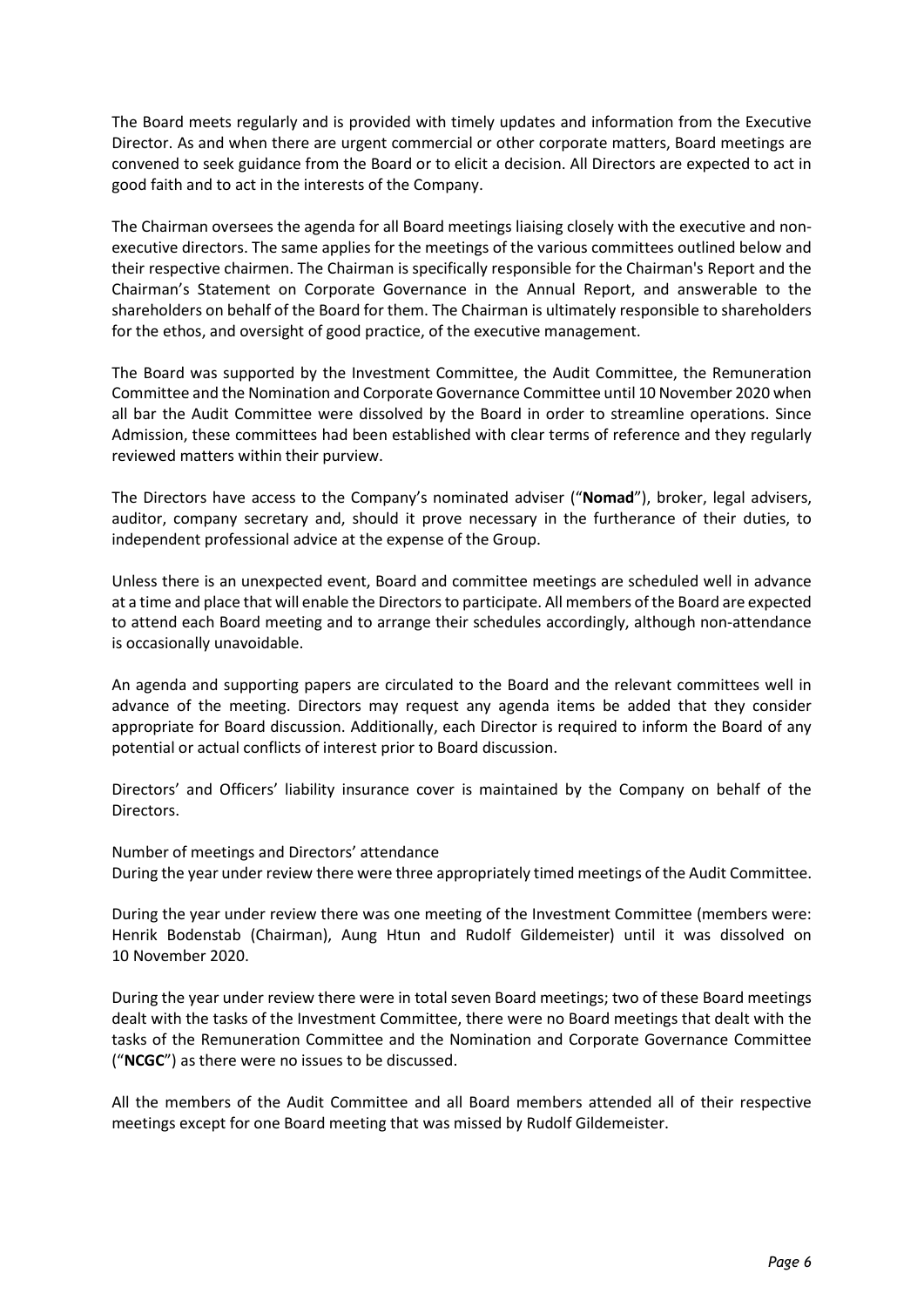The Board meets regularly and is provided with timely updates and information from the Executive Director. As and when there are urgent commercial or other corporate matters, Board meetings are convened to seek guidance from the Board or to elicit a decision. All Directors are expected to act in good faith and to act in the interests of the Company.

The Chairman oversees the agenda for all Board meetings liaising closely with the executive and non-executive directors. The same applies for the meetings of the various committees outlined below and their respective chairmen. The Chairman is specifically responsible for the Chairman's Report and the Chairman's Statement on Corporate Governance in the Annual Report, and answerable to the shareholders on behalf of the Board for them. The Chairman is ultimately responsible to shareholders for the ethos, and oversight of good practice, of the executive management.

The Board was supported by the Investment Committee, the Audit Committee, the Remuneration Committee and the Nomination and Corporate Governance Committee until 10 November 2020 when all bar the Audit Committee were dissolved by the Board in order to streamline operations. Since Admission, these committees had been established with clear terms of reference and they regularly reviewed matters within their purview.

The Directors have access to the Company's nominated adviser ("**Nomad**"), broker, legal advisers, auditor, company secretary and, should it prove necessary in the furtherance of their duties, to independent professional advice at the expense of the Group.

Unless there is an unexpected event, Board and committee meetings are scheduled well in advance at a time and place that will enable the Directors to participate. All members of the Board are expected to attend each Board meeting and to arrange their schedules accordingly, although non-attendance is occasionally unavoidable.

An agenda and supporting papers are circulated to the Board and the relevant committees well in advance of the meeting. Directors may request any agenda items be added that they consider appropriate for Board discussion. Additionally, each Director is required to inform the Board of any potential or actual conflicts of interest prior to Board discussion.

Directors' and Officers' liability insurance cover is maintained by the Company on behalf of the Directors.

Number of meetings and Directors' attendance

During the year under review there were three appropriately timed meetings of the Audit Committee.

During the year under review there was one meeting of the Investment Committee (members were: Henrik Bodenstab (Chairman), Aung Htun and Rudolf Gildemeister) until it was dissolved on 10 November 2020.

During the year under review there were in total seven Board meetings; two of these Board meetings dealt with the tasks of the Investment Committee, there were no Board meetings that dealt with the tasks of the Remuneration Committee and the Nomination and Corporate Governance Committee ("**NCGC**") as there were no issues to be discussed.

All the members of the Audit Committee and all Board members attended all of their respective meetings except for one Board meeting that was missed by Rudolf Gildemeister.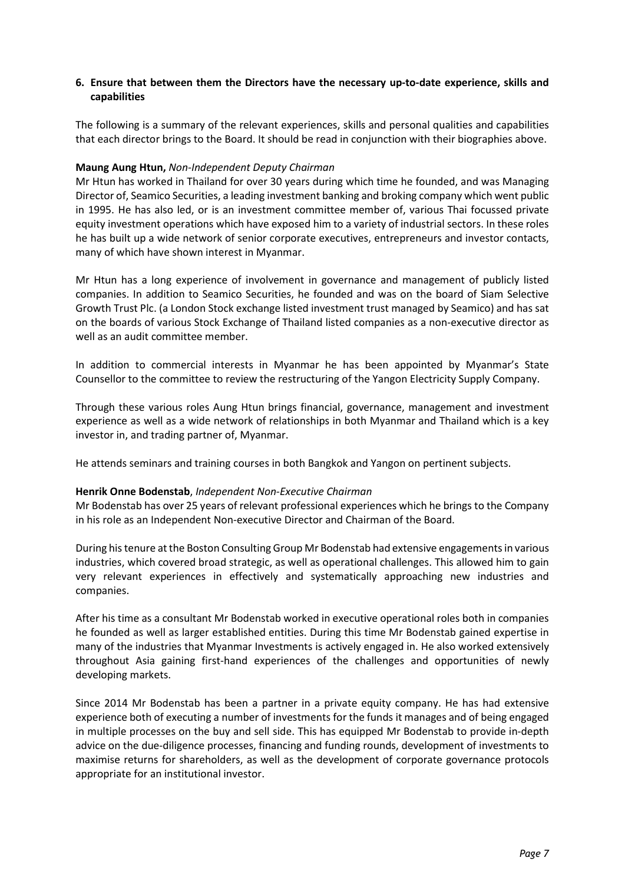**6. Ensure that between them the Directors have the necessary up-to-date experience, skills and capabilities**

The following is a summary of the relevant experiences, skills and personal qualities and capabilities that each director brings to the Board. It should be read in conjunction with their biographies above.

**Maung Aung Htun,** *Non-Independent Deputy Chairman*
Mr Htun has worked in Thailand for over 30 years during which time he founded, and was Managing Director of, Seamico Securities, a leading investment banking and broking company which went public in 1995. He has also led, or is an investment committee member of, various Thai focussed private equity investment operations which have exposed him to a variety of industrial sectors. In these roles he has built up a wide network of senior corporate executives, entrepreneurs and investor contacts, many of which have shown interest in Myanmar.

Mr Htun has a long experience of involvement in governance and management of publicly listed companies. In addition to Seamico Securities, he founded and was on the board of Siam Selective Growth Trust Plc. (a London Stock exchange listed investment trust managed by Seamico) and has sat on the boards of various Stock Exchange of Thailand listed companies as a non-executive director as well as an audit committee member.

In addition to commercial interests in Myanmar he has been appointed by Myanmar's State Counsellor to the committee to review the restructuring of the Yangon Electricity Supply Company.

Through these various roles Aung Htun brings financial, governance, management and investment experience as well as a wide network of relationships in both Myanmar and Thailand which is a key investor in, and trading partner of, Myanmar.

He attends seminars and training courses in both Bangkok and Yangon on pertinent subjects.

**Henrik Onne Bodenstab**, *Independent Non-Executive Chairman*
Mr Bodenstab has over 25 years of relevant professional experiences which he brings to the Company in his role as an Independent Non-executive Director and Chairman of the Board.

During his tenure at the Boston Consulting Group Mr Bodenstab had extensive engagements in various industries, which covered broad strategic, as well as operational challenges. This allowed him to gain very relevant experiences in effectively and systematically approaching new industries and companies.

After his time as a consultant Mr Bodenstab worked in executive operational roles both in companies he founded as well as larger established entities. During this time Mr Bodenstab gained expertise in many of the industries that Myanmar Investments is actively engaged in. He also worked extensively throughout Asia gaining first-hand experiences of the challenges and opportunities of newly developing markets.

Since 2014 Mr Bodenstab has been a partner in a private equity company. He has had extensive experience both of executing a number of investments for the funds it manages and of being engaged in multiple processes on the buy and sell side. This has equipped Mr Bodenstab to provide in-depth advice on the due-diligence processes, financing and funding rounds, development of investments to maximise returns for shareholders, as well as the development of corporate governance protocols appropriate for an institutional investor.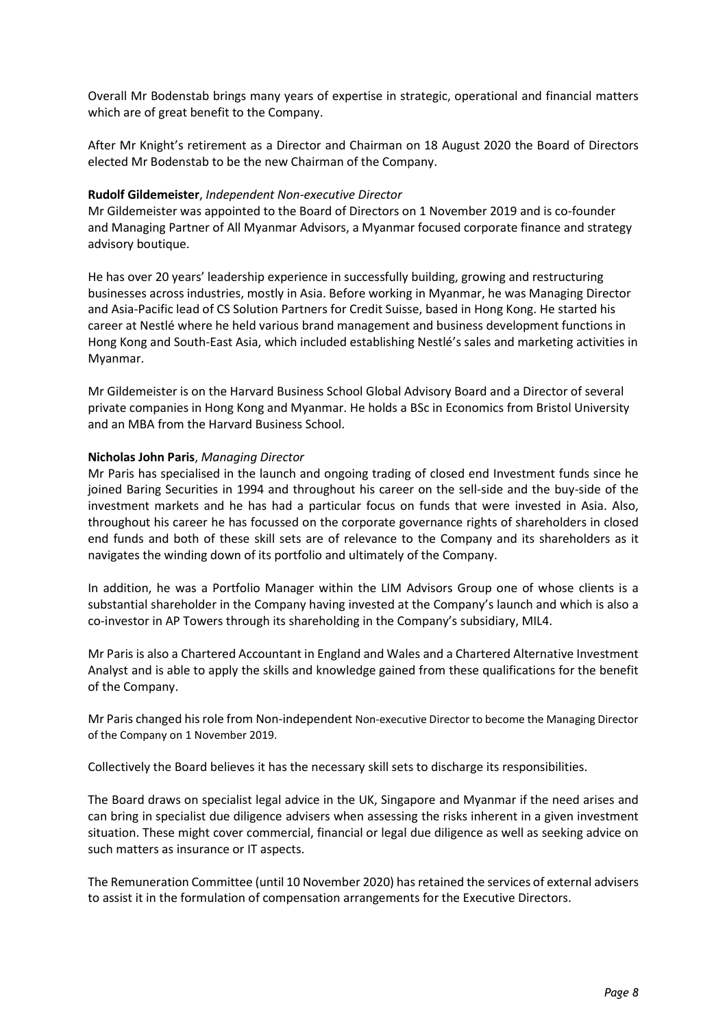Overall Mr Bodenstab brings many years of expertise in strategic, operational and financial matters which are of great benefit to the Company.

After Mr Knight's retirement as a Director and Chairman on 18 August 2020 the Board of Directors elected Mr Bodenstab to be the new Chairman of the Company.

**Rudolf Gildemeister**, *Independent Non-executive Director*
Mr Gildemeister was appointed to the Board of Directors on 1 November 2019 and is co-founder and Managing Partner of All Myanmar Advisors, a Myanmar focused corporate finance and strategy advisory boutique.

He has over 20 years' leadership experience in successfully building, growing and restructuring businesses across industries, mostly in Asia. Before working in Myanmar, he was Managing Director and Asia-Pacific lead of CS Solution Partners for Credit Suisse, based in Hong Kong. He started his career at Nestlé where he held various brand management and business development functions in Hong Kong and South-East Asia, which included establishing Nestlé's sales and marketing activities in Myanmar.

Mr Gildemeister is on the Harvard Business School Global Advisory Board and a Director of several private companies in Hong Kong and Myanmar. He holds a BSc in Economics from Bristol University and an MBA from the Harvard Business School.

**Nicholas John Paris**, *Managing Director*
Mr Paris has specialised in the launch and ongoing trading of closed end Investment funds since he joined Baring Securities in 1994 and throughout his career on the sell-side and the buy-side of the investment markets and he has had a particular focus on funds that were invested in Asia. Also, throughout his career he has focussed on the corporate governance rights of shareholders in closed end funds and both of these skill sets are of relevance to the Company and its shareholders as it navigates the winding down of its portfolio and ultimately of the Company.

In addition, he was a Portfolio Manager within the LIM Advisors Group one of whose clients is a substantial shareholder in the Company having invested at the Company's launch and which is also a co-investor in AP Towers through its shareholding in the Company's subsidiary, MIL4.

Mr Paris is also a Chartered Accountant in England and Wales and a Chartered Alternative Investment Analyst and is able to apply the skills and knowledge gained from these qualifications for the benefit of the Company.

Mr Paris changed his role from Non-independent Non-executive Director to become the Managing Director of the Company on 1 November 2019.

Collectively the Board believes it has the necessary skill sets to discharge its responsibilities.

The Board draws on specialist legal advice in the UK, Singapore and Myanmar if the need arises and can bring in specialist due diligence advisers when assessing the risks inherent in a given investment situation. These might cover commercial, financial or legal due diligence as well as seeking advice on such matters as insurance or IT aspects.

The Remuneration Committee (until 10 November 2020) has retained the services of external advisers to assist it in the formulation of compensation arrangements for the Executive Directors.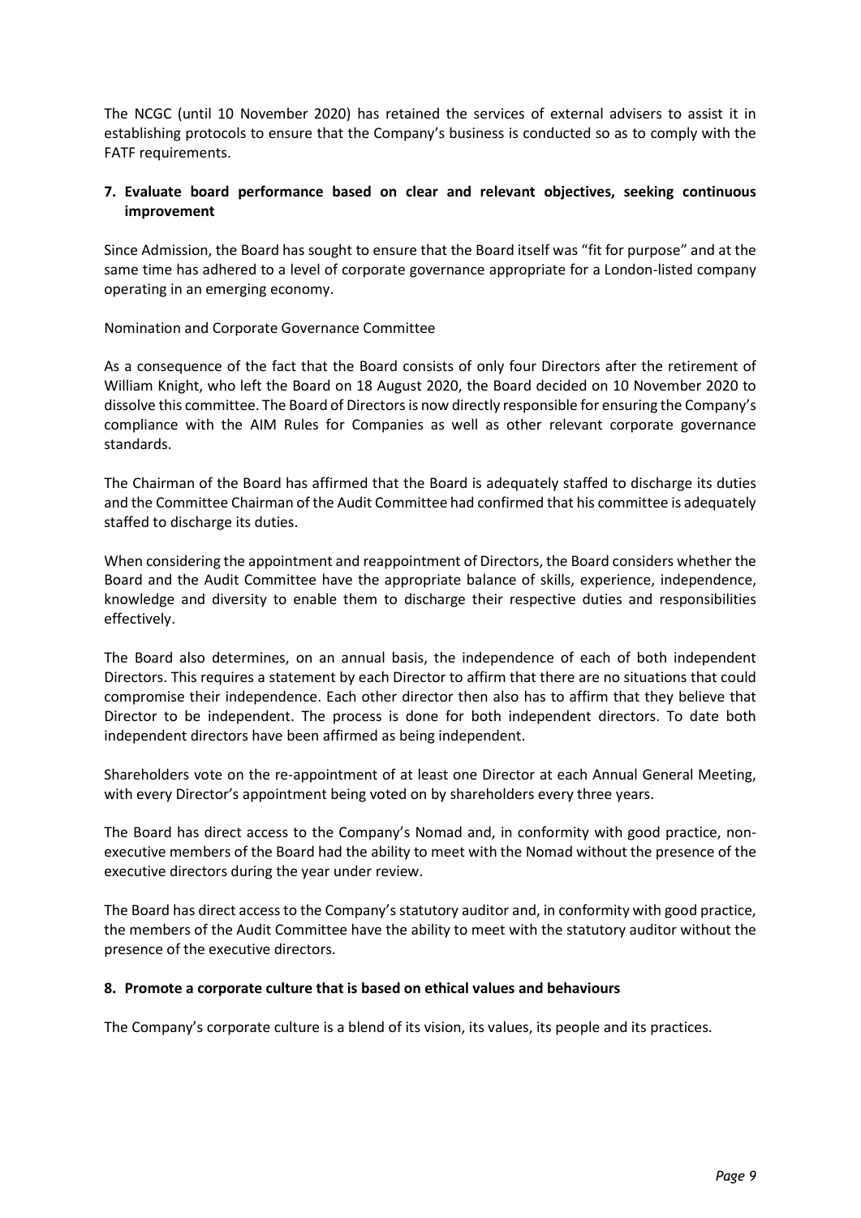The NCGC (until 10 November 2020) has retained the services of external advisers to assist it in establishing protocols to ensure that the Company's business is conducted so as to comply with the FATF requirements.

**7. Evaluate board performance based on clear and relevant objectives, seeking continuous improvement**

Since Admission, the Board has sought to ensure that the Board itself was "fit for purpose" and at the same time has adhered to a level of corporate governance appropriate for a London-listed company operating in an emerging economy.

Nomination and Corporate Governance Committee

As a consequence of the fact that the Board consists of only four Directors after the retirement of William Knight, who left the Board on 18 August 2020, the Board decided on 10 November 2020 to dissolve this committee. The Board of Directors is now directly responsible for ensuring the Company's compliance with the AIM Rules for Companies as well as other relevant corporate governance standards.

The Chairman of the Board has affirmed that the Board is adequately staffed to discharge its duties and the Committee Chairman of the Audit Committee had confirmed that his committee is adequately staffed to discharge its duties.

When considering the appointment and reappointment of Directors, the Board considers whether the Board and the Audit Committee have the appropriate balance of skills, experience, independence, knowledge and diversity to enable them to discharge their respective duties and responsibilities effectively.

The Board also determines, on an annual basis, the independence of each of both independent Directors. This requires a statement by each Director to affirm that there are no situations that could compromise their independence. Each other director then also has to affirm that they believe that Director to be independent. The process is done for both independent directors. To date both independent directors have been affirmed as being independent.

Shareholders vote on the re-appointment of at least one Director at each Annual General Meeting, with every Director's appointment being voted on by shareholders every three years.

The Board has direct access to the Company's Nomad and, in conformity with good practice, non-executive members of the Board had the ability to meet with the Nomad without the presence of the executive directors during the year under review.

The Board has direct access to the Company's statutory auditor and, in conformity with good practice, the members of the Audit Committee have the ability to meet with the statutory auditor without the presence of the executive directors.

**8. Promote a corporate culture that is based on ethical values and behaviours**

The Company's corporate culture is a blend of its vision, its values, its people and its practices.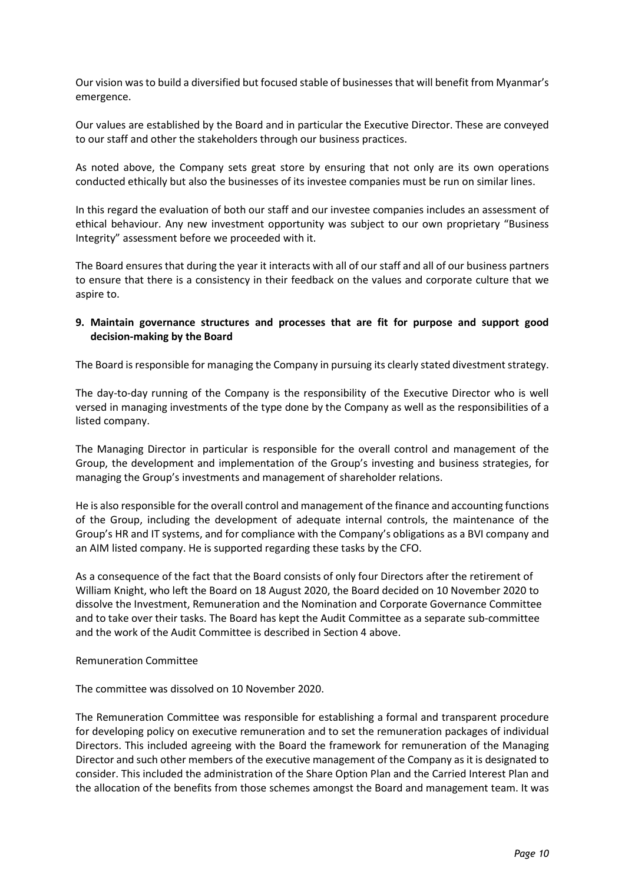Our vision was to build a diversified but focused stable of businesses that will benefit from Myanmar's emergence.

Our values are established by the Board and in particular the Executive Director. These are conveyed to our staff and other the stakeholders through our business practices.

As noted above, the Company sets great store by ensuring that not only are its own operations conducted ethically but also the businesses of its investee companies must be run on similar lines.

In this regard the evaluation of both our staff and our investee companies includes an assessment of ethical behaviour. Any new investment opportunity was subject to our own proprietary "Business Integrity" assessment before we proceeded with it.

The Board ensures that during the year it interacts with all of our staff and all of our business partners to ensure that there is a consistency in their feedback on the values and corporate culture that we aspire to.

**9. Maintain governance structures and processes that are fit for purpose and support good decision-making by the Board**

The Board is responsible for managing the Company in pursuing its clearly stated divestment strategy.

The day-to-day running of the Company is the responsibility of the Executive Director who is well versed in managing investments of the type done by the Company as well as the responsibilities of a listed company.

The Managing Director in particular is responsible for the overall control and management of the Group, the development and implementation of the Group's investing and business strategies, for managing the Group's investments and management of shareholder relations.

He is also responsible for the overall control and management of the finance and accounting functions of the Group, including the development of adequate internal controls, the maintenance of the Group's HR and IT systems, and for compliance with the Company's obligations as a BVI company and an AIM listed company. He is supported regarding these tasks by the CFO.

As a consequence of the fact that the Board consists of only four Directors after the retirement of William Knight, who left the Board on 18 August 2020, the Board decided on 10 November 2020 to dissolve the Investment, Remuneration and the Nomination and Corporate Governance Committee and to take over their tasks. The Board has kept the Audit Committee as a separate sub-committee and the work of the Audit Committee is described in Section 4 above.

Remuneration Committee

The committee was dissolved on 10 November 2020.

The Remuneration Committee was responsible for establishing a formal and transparent procedure for developing policy on executive remuneration and to set the remuneration packages of individual Directors. This included agreeing with the Board the framework for remuneration of the Managing Director and such other members of the executive management of the Company as it is designated to consider. This included the administration of the Share Option Plan and the Carried Interest Plan and the allocation of the benefits from those schemes amongst the Board and management team. It was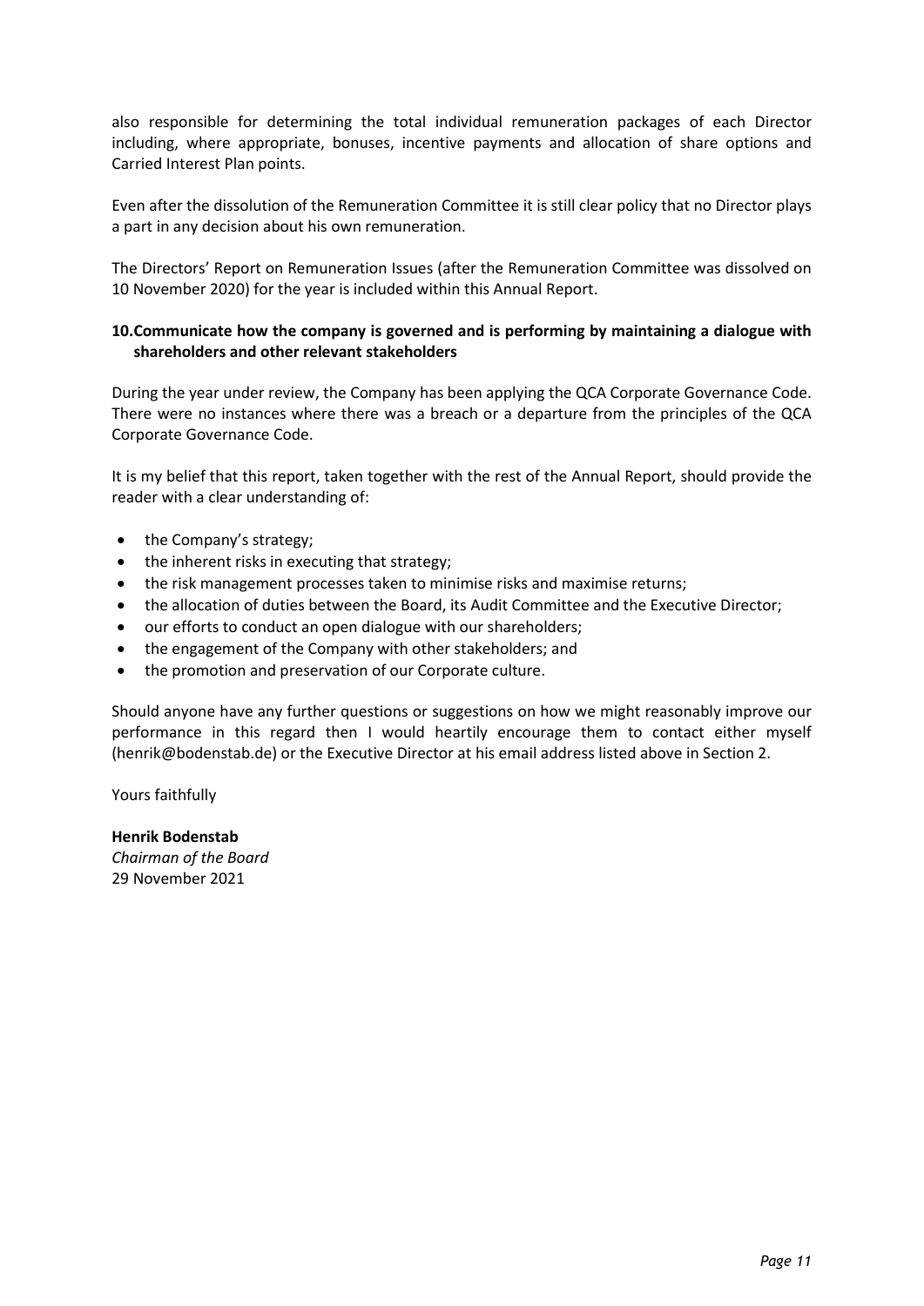also responsible for determining the total individual remuneration packages of each Director including, where appropriate, bonuses, incentive payments and allocation of share options and Carried Interest Plan points.

Even after the dissolution of the Remuneration Committee it is still clear policy that no Director plays a part in any decision about his own remuneration.

The Directors' Report on Remuneration Issues (after the Remuneration Committee was dissolved on 10 November 2020) for the year is included within this Annual Report.

**10. Communicate how the company is governed and is performing by maintaining a dialogue with shareholders and other relevant stakeholders**

During the year under review, the Company has been applying the QCA Corporate Governance Code. There were no instances where there was a breach or a departure from the principles of the QCA Corporate Governance Code.

It is my belief that this report, taken together with the rest of the Annual Report, should provide the reader with a clear understanding of:

- the Company's strategy;
- the inherent risks in executing that strategy;
- the risk management processes taken to minimise risks and maximise returns;
- the allocation of duties between the Board, its Audit Committee and the Executive Director;
- our efforts to conduct an open dialogue with our shareholders;
- the engagement of the Company with other stakeholders; and
- the promotion and preservation of our Corporate culture.

Should anyone have any further questions or suggestions on how we might reasonably improve our performance in this regard then I would heartily encourage them to contact either myself (henrik@bodenstab.de) or the Executive Director at his email address listed above in Section 2.

Yours faithfully

**Henrik Bodenstab**
*Chairman of the Board*
29 November 2021